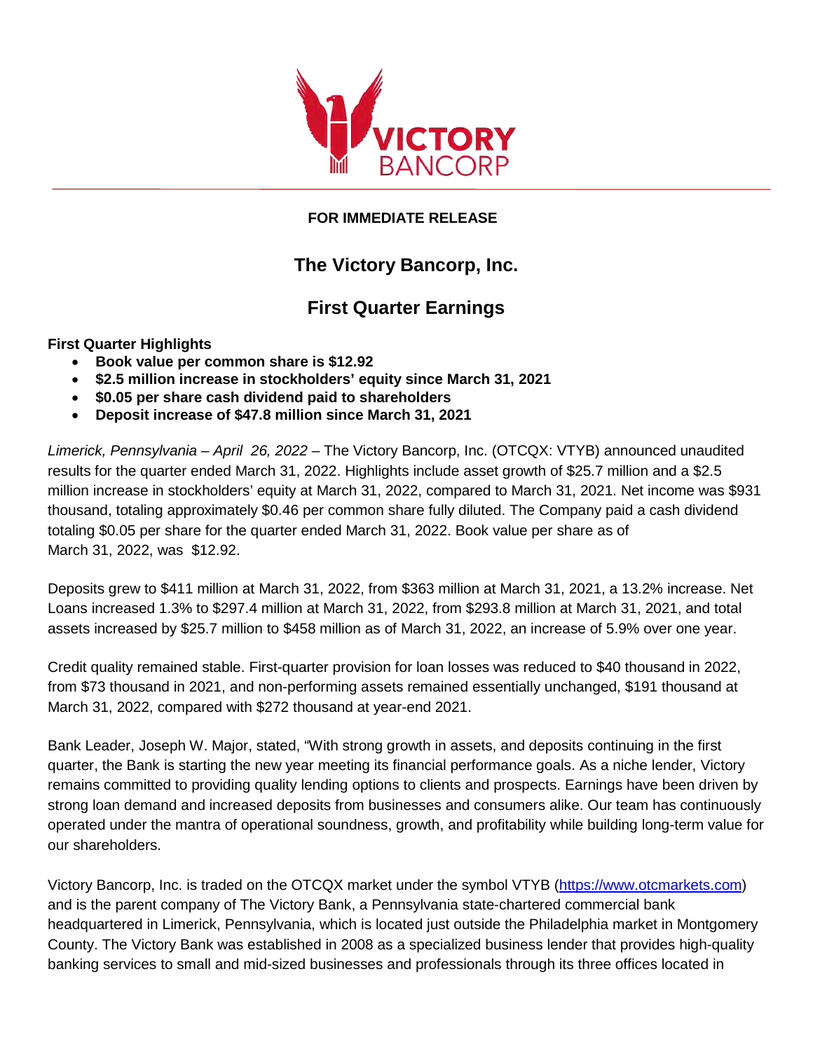**FOR IMMEDIATE RELEASE**

# The Victory Bancorp, Inc.

## First Quarter Earnings

**First Quarter Highlights**

- **Book value per common share is $12.92**
- **$2.5 million increase in stockholders' equity since March 31, 2021**
- **$0.05 per share cash dividend paid to shareholders**
- **Deposit increase of $47.8 million since March 31, 2021**

*Limerick, Pennsylvania – April 26, 2022* – The Victory Bancorp, Inc. (OTCQX: VTYB) announced unaudited results for the quarter ended March 31, 2022. Highlights include asset growth of $25.7 million and a $2.5 million increase in stockholders' equity at March 31, 2022, compared to March 31, 2021. Net income was $931 thousand, totaling approximately $0.46 per common share fully diluted. The Company paid a cash dividend totaling $0.05 per share for the quarter ended March 31, 2022. Book value per share as of March 31, 2022, was $12.92.

Deposits grew to $411 million at March 31, 2022, from $363 million at March 31, 2021, a 13.2% increase. Net Loans increased 1.3% to $297.4 million at March 31, 2022, from $293.8 million at March 31, 2021, and total assets increased by $25.7 million to $458 million as of March 31, 2022, an increase of 5.9% over one year.

Credit quality remained stable. First-quarter provision for loan losses was reduced to $40 thousand in 2022, from $73 thousand in 2021, and non-performing assets remained essentially unchanged, $191 thousand at March 31, 2022, compared with $272 thousand at year-end 2021.

Bank Leader, Joseph W. Major, stated, "With strong growth in assets, and deposits continuing in the first quarter, the Bank is starting the new year meeting its financial performance goals. As a niche lender, Victory remains committed to providing quality lending options to clients and prospects. Earnings have been driven by strong loan demand and increased deposits from businesses and consumers alike. Our team has continuously operated under the mantra of operational soundness, growth, and profitability while building long-term value for our shareholders.

Victory Bancorp, Inc. is traded on the OTCQX market under the symbol VTYB (https://www.otcmarkets.com) and is the parent company of The Victory Bank, a Pennsylvania state-chartered commercial bank headquartered in Limerick, Pennsylvania, which is located just outside the Philadelphia market in Montgomery County. The Victory Bank was established in 2008 as a specialized business lender that provides high-quality banking services to small and mid-sized businesses and professionals through its three offices located in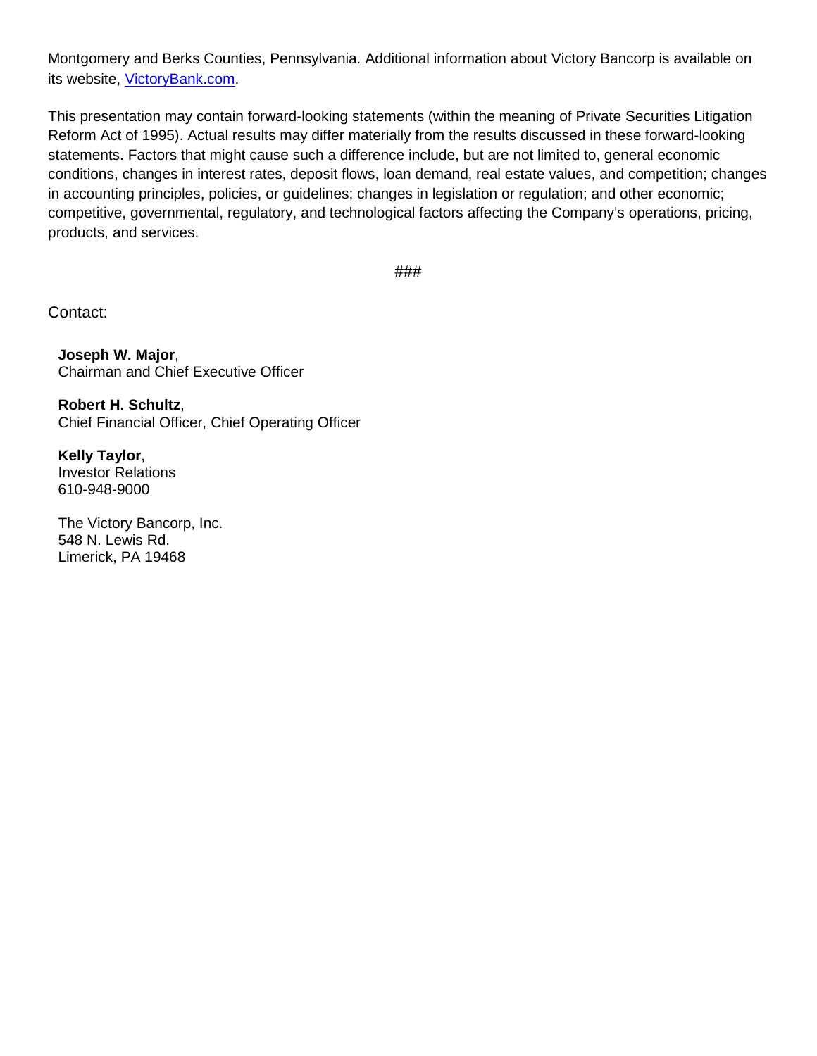Montgomery and Berks Counties, Pennsylvania. Additional information about Victory Bancorp is available on its website, [VictoryBank.com](VictoryBank.com).

This presentation may contain forward-looking statements (within the meaning of Private Securities Litigation Reform Act of 1995). Actual results may differ materially from the results discussed in these forward-looking statements. Factors that might cause such a difference include, but are not limited to, general economic conditions, changes in interest rates, deposit flows, loan demand, real estate values, and competition; changes in accounting principles, policies, or guidelines; changes in legislation or regulation; and other economic; competitive, governmental, regulatory, and technological factors affecting the Company's operations, pricing, products, and services.

###

Contact:

**Joseph W. Major**,
Chairman and Chief Executive Officer

**Robert H. Schultz**,
Chief Financial Officer, Chief Operating Officer

**Kelly Taylor**,
Investor Relations
610-948-9000

The Victory Bancorp, Inc.
548 N. Lewis Rd.
Limerick, PA 19468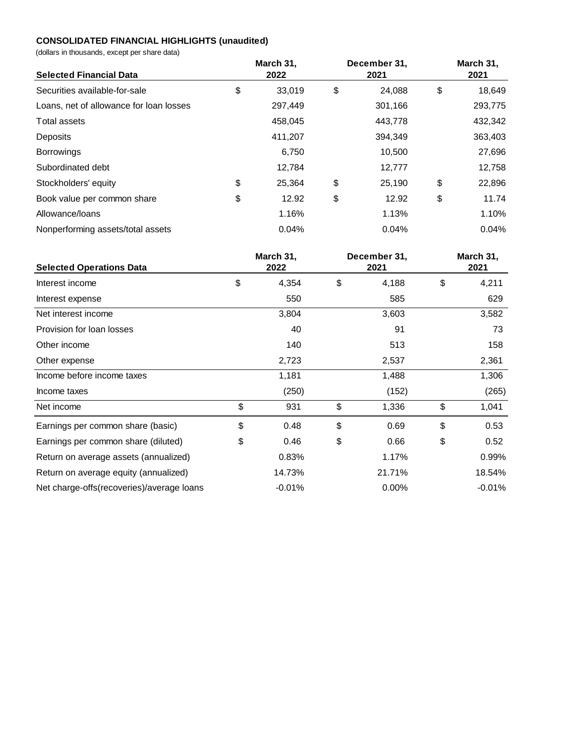**CONSOLIDATED FINANCIAL HIGHLIGHTS (unaudited)**

(dollars in thousands, except per share data)

| Selected Financial Data | March 31, 2022 | December 31, 2021 | March 31, 2021 |
|---|---|---|---|
| Securities available-for-sale | $ 33,019 | $ 24,088 | $ 18,649 |
| Loans, net of allowance for loan losses | 297,449 | 301,166 | 293,775 |
| Total assets | 458,045 | 443,778 | 432,342 |
| Deposits | 411,207 | 394,349 | 363,403 |
| Borrowings | 6,750 | 10,500 | 27,696 |
| Subordinated debt | 12,784 | 12,777 | 12,758 |
| Stockholders' equity | $ 25,364 | $ 25,190 | $ 22,896 |
| Book value per common share | $ 12.92 | $ 12.92 | $ 11.74 |
| Allowance/loans | 1.16% | 1.13% | 1.10% |
| Nonperforming assets/total assets | 0.04% | 0.04% | 0.04% |

| Selected Operations Data | March 31, 2022 | December 31, 2021 | March 31, 2021 |
|---|---|---|---|
| Interest income | $ 4,354 | $ 4,188 | $ 4,211 |
| Interest expense | 550 | 585 | 629 |
| Net interest income | 3,804 | 3,603 | 3,582 |
| Provision for loan losses | 40 | 91 | 73 |
| Other income | 140 | 513 | 158 |
| Other expense | 2,723 | 2,537 | 2,361 |
| Income before income taxes | 1,181 | 1,488 | 1,306 |
| Income taxes | (250) | (152) | (265) |
| Net income | $ 931 | $ 1,336 | $ 1,041 |
| Earnings per common share (basic) | $ 0.48 | $ 0.69 | $ 0.53 |
| Earnings per common share (diluted) | $ 0.46 | $ 0.66 | $ 0.52 |
| Return on average assets (annualized) | 0.83% | 1.17% | 0.99% |
| Return on average equity (annualized) | 14.73% | 21.71% | 18.54% |
| Net charge-offs(recoveries)/average loans | -0.01% | 0.00% | -0.01% |